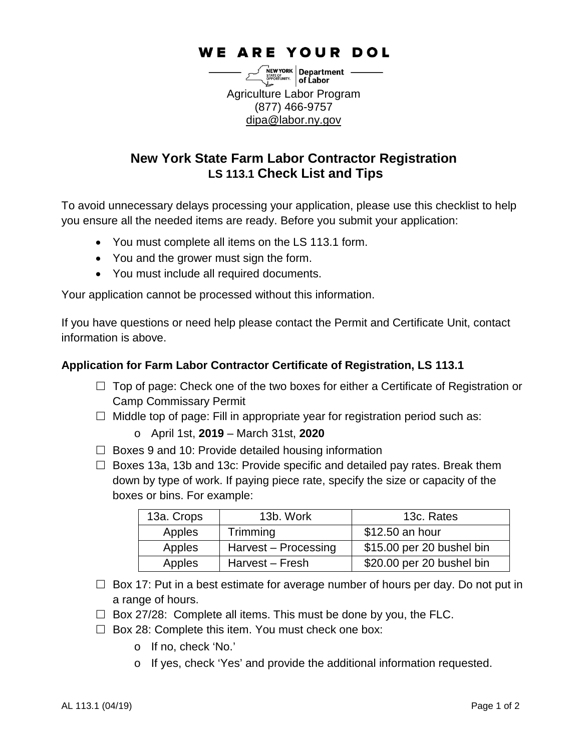**WE ARE YOUR DOL**

NEW YORK STATE OF OPPORTUNITY. | Department of Labor

Agriculture Labor Program
(877) 466-9757
dipa@labor.ny.gov

# New York State Farm Labor Contractor Registration
## LS 113.1 Check List and Tips

To avoid unnecessary delays processing your application, please use this checklist to help you ensure all the needed items are ready. Before you submit your application:

- You must complete all items on the LS 113.1 form.
- You and the grower must sign the form.
- You must include all required documents.

Your application cannot be processed without this information.

If you have questions or need help please contact the Permit and Certificate Unit, contact information is above.

### Application for Farm Labor Contractor Certificate of Registration, LS 113.1

- ☐ Top of page: Check one of the two boxes for either a Certificate of Registration or Camp Commissary Permit
- ☐ Middle top of page: Fill in appropriate year for registration period such as:
  - o April 1st, **2019** – March 31st, **2020**
- ☐ Boxes 9 and 10: Provide detailed housing information
- ☐ Boxes 13a, 13b and 13c: Provide specific and detailed pay rates. Break them down by type of work. If paying piece rate, specify the size or capacity of the boxes or bins. For example:

| 13a. Crops | 13b. Work | 13c. Rates |
|---|---|---|
| Apples | Trimming | $12.50 an hour |
| Apples | Harvest – Processing | $15.00 per 20 bushel bin |
| Apples | Harvest – Fresh | $20.00 per 20 bushel bin |

- ☐ Box 17: Put in a best estimate for average number of hours per day. Do not put in a range of hours.
- ☐ Box 27/28: Complete all items. This must be done by you, the FLC.
- ☐ Box 28: Complete this item. You must check one box:
  - o If no, check 'No.'
  - o If yes, check 'Yes' and provide the additional information requested.

AL 113.1 (04/19)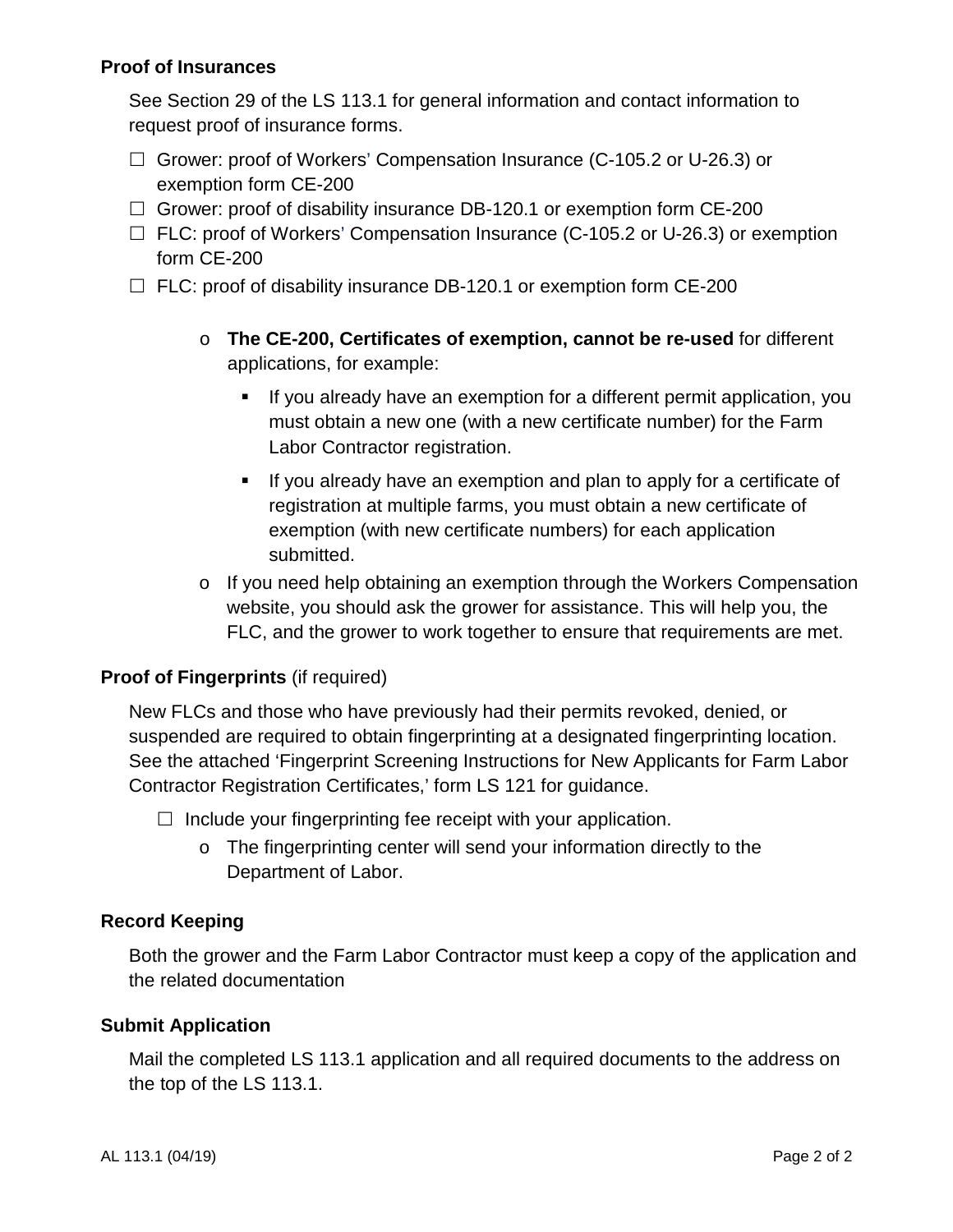**Proof of Insurances**

See Section 29 of the LS 113.1 for general information and contact information to request proof of insurance forms.

- ☐ Grower: proof of Workers' Compensation Insurance (C-105.2 or U-26.3) or exemption form CE-200
- ☐ Grower: proof of disability insurance DB-120.1 or exemption form CE-200
- ☐ FLC: proof of Workers' Compensation Insurance (C-105.2 or U-26.3) or exemption form CE-200
- ☐ FLC: proof of disability insurance DB-120.1 or exemption form CE-200

  - **The CE-200, Certificates of exemption, cannot be re-used** for different applications, for example:
    - If you already have an exemption for a different permit application, you must obtain a new one (with a new certificate number) for the Farm Labor Contractor registration.
    - If you already have an exemption and plan to apply for a certificate of registration at multiple farms, you must obtain a new certificate of exemption (with new certificate numbers) for each application submitted.
  - If you need help obtaining an exemption through the Workers Compensation website, you should ask the grower for assistance. This will help you, the FLC, and the grower to work together to ensure that requirements are met.

**Proof of Fingerprints** (if required)

New FLCs and those who have previously had their permits revoked, denied, or suspended are required to obtain fingerprinting at a designated fingerprinting location. See the attached 'Fingerprint Screening Instructions for New Applicants for Farm Labor Contractor Registration Certificates,' form LS 121 for guidance.

- ☐ Include your fingerprinting fee receipt with your application.
  - The fingerprinting center will send your information directly to the Department of Labor.

**Record Keeping**

Both the grower and the Farm Labor Contractor must keep a copy of the application and the related documentation

**Submit Application**

Mail the completed LS 113.1 application and all required documents to the address on the top of the LS 113.1.

AL 113.1 (04/19)